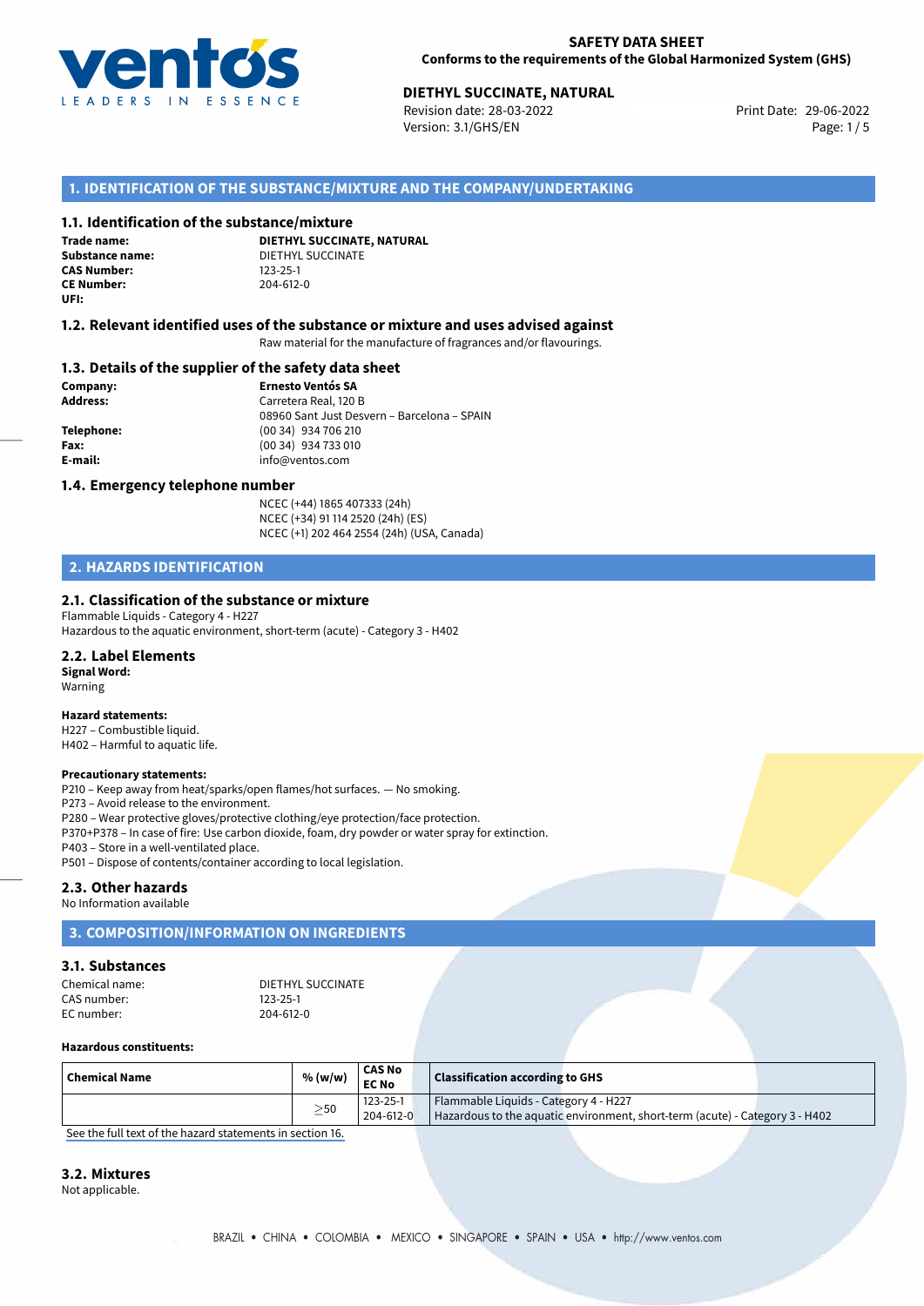**SAFETY DATA SHEET**
**Conforms to the requirements of the Global Harmonized System (GHS)**

**DIETHYL SUCCINATE, NATURAL**
Revision date: 28-03-2022
Version: 3.1/GHS/EN
Print Date: 29-06-2022

## 1. IDENTIFICATION OF THE SUBSTANCE/MIXTURE AND THE COMPANY/UNDERTAKING

### 1.1. Identification of the substance/mixture

**Trade name:** **DIETHYL SUCCINATE, NATURAL**
**Substance name:** DIETHYL SUCCINATE
**CAS Number:** 123-25-1
**CE Number:** 204-612-0
**UFI:**

### 1.2. Relevant identified uses of the substance or mixture and uses advised against

Raw material for the manufacture of fragrances and/or flavourings.

### 1.3. Details of the supplier of the safety data sheet

**Company:** **Ernesto Ventós SA**
**Address:** Carretera Real, 120 B
08960 Sant Just Desvern – Barcelona – SPAIN
**Telephone:** (00 34) 934 706 210
**Fax:** (00 34) 934 733 010
**E-mail:** info@ventos.com

### 1.4. Emergency telephone number

NCEC (+44) 1865 407333 (24h)
NCEC (+34) 91 114 2520 (24h) (ES)
NCEC (+1) 202 464 2554 (24h) (USA, Canada)

## 2. HAZARDS IDENTIFICATION

### 2.1. Classification of the substance or mixture

Flammable Liquids - Category 4 - H227
Hazardous to the aquatic environment, short-term (acute) - Category 3 - H402

### 2.2. Label Elements

**Signal Word:**
Warning

**Hazard statements:**
H227 – Combustible liquid.
H402 – Harmful to aquatic life.

**Precautionary statements:**
P210 – Keep away from heat/sparks/open flames/hot surfaces. — No smoking.
P273 – Avoid release to the environment.
P280 – Wear protective gloves/protective clothing/eye protection/face protection.
P370+P378 – In case of fire: Use carbon dioxide, foam, dry powder or water spray for extinction.
P403 – Store in a well-ventilated place.
P501 – Dispose of contents/container according to local legislation.

### 2.3. Other hazards

No Information available

## 3. COMPOSITION/INFORMATION ON INGREDIENTS

### 3.1. Substances

Chemical name: DIETHYL SUCCINATE
CAS number: 123-25-1
EC number: 204-612-0

**Hazardous constituents:**

| Chemical Name | % (w/w) | CAS No EC No | Classification according to GHS |
|---|---|---|---|
| | ≥50 | 123-25-1 204-612-0 | Flammable Liquids - Category 4 - H227 Hazardous to the aquatic environment, short-term (acute) - Category 3 - H402 |

See the full text of the hazard statements in section 16.

### 3.2. Mixtures

Not applicable.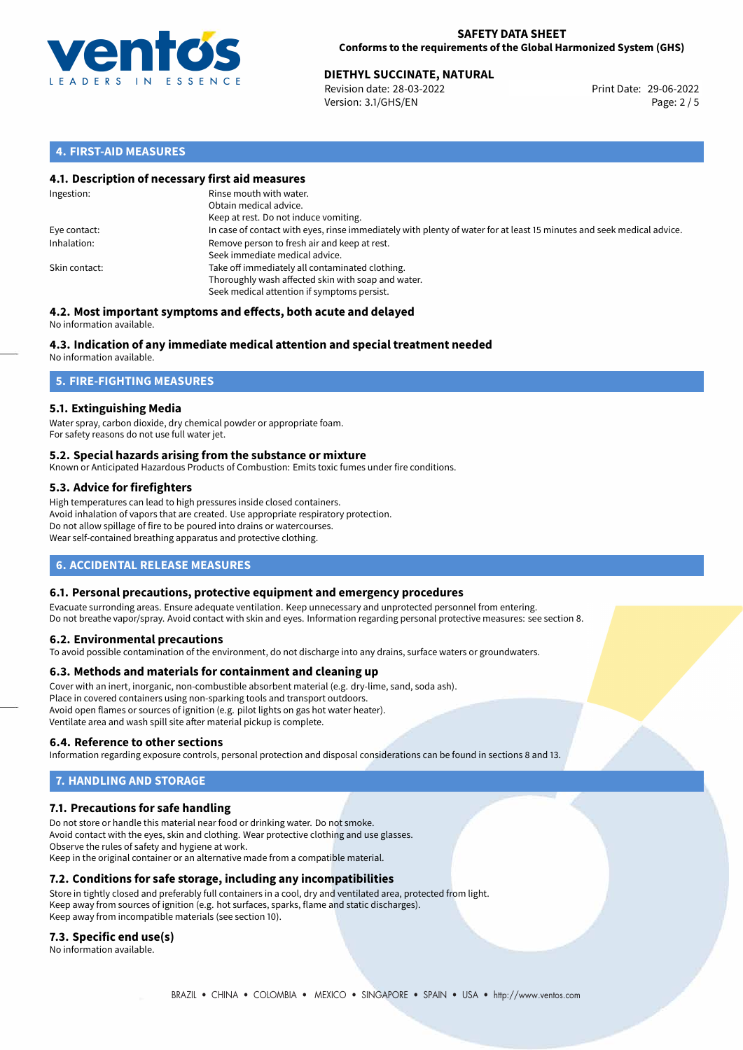## 4. FIRST-AID MEASURES

### 4.1. Description of necessary first aid measures

| | |
|---|---|
| Ingestion: | Rinse mouth with water.<br>Obtain medical advice.<br>Keep at rest. Do not induce vomiting. |
| Eye contact: | In case of contact with eyes, rinse immediately with plenty of water for at least 15 minutes and seek medical advice. |
| Inhalation: | Remove person to fresh air and keep at rest.<br>Seek immediate medical advice. |
| Skin contact: | Take off immediately all contaminated clothing.<br>Thoroughly wash affected skin with soap and water.<br>Seek medical attention if symptoms persist. |

### 4.2. Most important symptoms and effects, both acute and delayed

No information available.

### 4.3. Indication of any immediate medical attention and special treatment needed

No information available.

## 5. FIRE-FIGHTING MEASURES

### 5.1. Extinguishing Media

Water spray, carbon dioxide, dry chemical powder or appropriate foam.
For safety reasons do not use full water jet.

### 5.2. Special hazards arising from the substance or mixture

Known or Anticipated Hazardous Products of Combustion: Emits toxic fumes under fire conditions.

### 5.3. Advice for firefighters

High temperatures can lead to high pressures inside closed containers.
Avoid inhalation of vapors that are created. Use appropriate respiratory protection.
Do not allow spillage of fire to be poured into drains or watercourses.
Wear self-contained breathing apparatus and protective clothing.

## 6. ACCIDENTAL RELEASE MEASURES

### 6.1. Personal precautions, protective equipment and emergency procedures

Evacuate surronding areas. Ensure adequate ventilation. Keep unnecessary and unprotected personnel from entering.
Do not breathe vapor/spray. Avoid contact with skin and eyes. Information regarding personal protective measures: see section 8.

### 6.2. Environmental precautions

To avoid possible contamination of the environment, do not discharge into any drains, surface waters or groundwaters.

### 6.3. Methods and materials for containment and cleaning up

Cover with an inert, inorganic, non-combustible absorbent material (e.g. dry-lime, sand, soda ash).
Place in covered containers using non-sparking tools and transport outdoors.
Avoid open flames or sources of ignition (e.g. pilot lights on gas hot water heater).
Ventilate area and wash spill site after material pickup is complete.

### 6.4. Reference to other sections

Information regarding exposure controls, personal protection and disposal considerations can be found in sections 8 and 13.

## 7. HANDLING AND STORAGE

### 7.1. Precautions for safe handling

Do not store or handle this material near food or drinking water. Do not smoke.
Avoid contact with the eyes, skin and clothing. Wear protective clothing and use glasses.
Observe the rules of safety and hygiene at work.
Keep in the original container or an alternative made from a compatible material.

### 7.2. Conditions for safe storage, including any incompatibilities

Store in tightly closed and preferably full containers in a cool, dry and ventilated area, protected from light.
Keep away from sources of ignition (e.g. hot surfaces, sparks, flame and static discharges).
Keep away from incompatible materials (see section 10).

### 7.3. Specific end use(s)

No information available.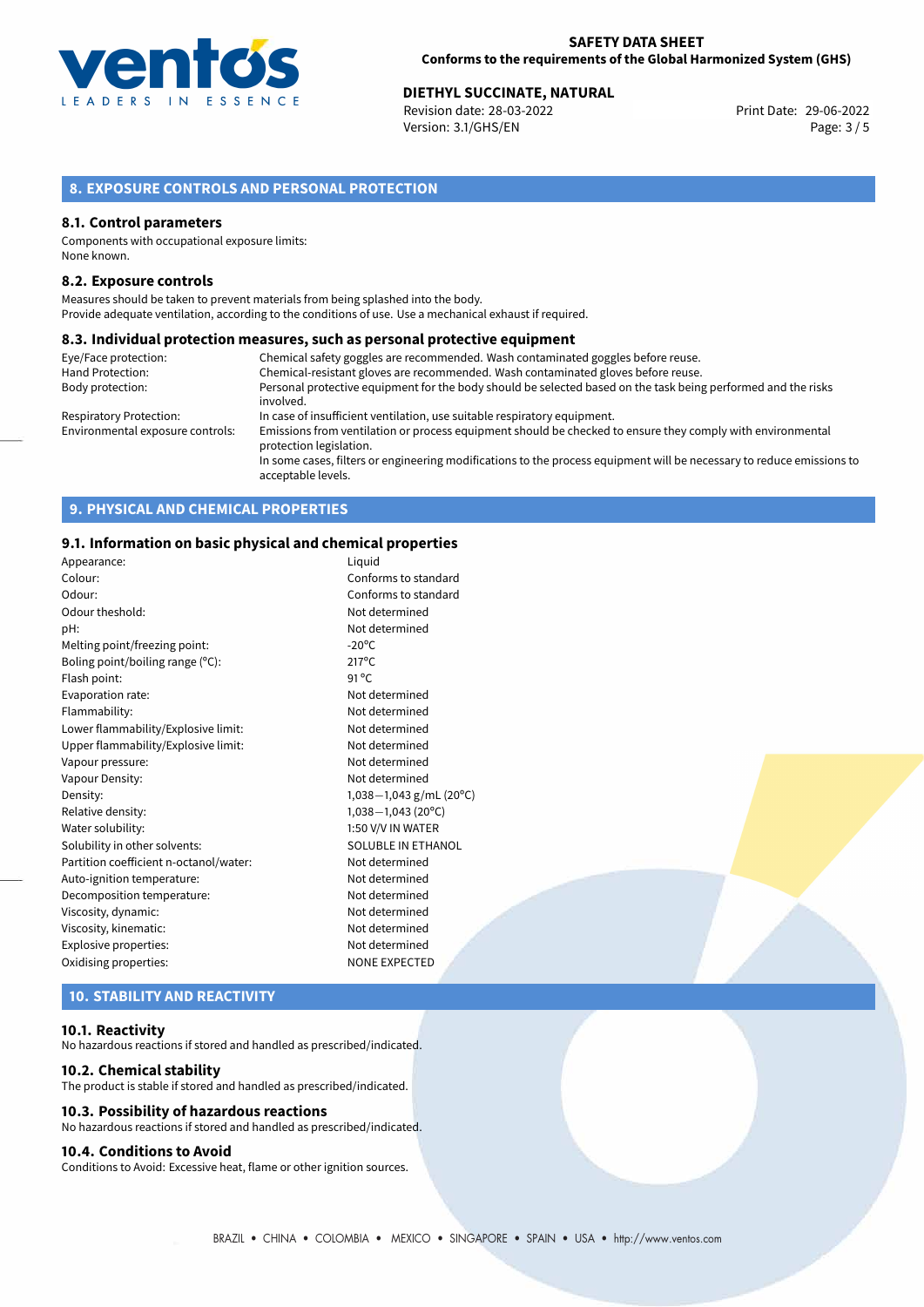## 8. EXPOSURE CONTROLS AND PERSONAL PROTECTION

### 8.1. Control parameters

Components with occupational exposure limits:
None known.

### 8.2. Exposure controls

Measures should be taken to prevent materials from being splashed into the body.
Provide adequate ventilation, according to the conditions of use. Use a mechanical exhaust if required.

### 8.3. Individual protection measures, such as personal protective equipment

| | |
|---|---|
| Eye/Face protection: | Chemical safety goggles are recommended. Wash contaminated goggles before reuse. |
| Hand Protection: | Chemical-resistant gloves are recommended. Wash contaminated gloves before reuse. |
| Body protection: | Personal protective equipment for the body should be selected based on the task being performed and the risks involved. |
| Respiratory Protection: | In case of insufficient ventilation, use suitable respiratory equipment. |
| Environmental exposure controls: | Emissions from ventilation or process equipment should be checked to ensure they comply with environmental protection legislation. In some cases, filters or engineering modifications to the process equipment will be necessary to reduce emissions to acceptable levels. |

## 9. PHYSICAL AND CHEMICAL PROPERTIES

### 9.1. Information on basic physical and chemical properties

| | |
|---|---|
| Appearance: | Liquid |
| Colour: | Conforms to standard |
| Odour: | Conforms to standard |
| Odour theshold: | Not determined |
| pH: | Not determined |
| Melting point/freezing point: | -20°C |
| Boling point/boiling range (°C): | 217°C |
| Flash point: | 91 °C |
| Evaporation rate: | Not determined |
| Flammability: | Not determined |
| Lower flammability/Explosive limit: | Not determined |
| Upper flammability/Explosive limit: | Not determined |
| Vapour pressure: | Not determined |
| Vapour Density: | Not determined |
| Density: | 1,038—1,043 g/mL (20°C) |
| Relative density: | 1,038—1,043 (20°C) |
| Water solubility: | 1:50 V/V IN WATER |
| Solubility in other solvents: | SOLUBLE IN ETHANOL |
| Partition coefficient n-octanol/water: | Not determined |
| Auto-ignition temperature: | Not determined |
| Decomposition temperature: | Not determined |
| Viscosity, dynamic: | Not determined |
| Viscosity, kinematic: | Not determined |
| Explosive properties: | Not determined |
| Oxidising properties: | NONE EXPECTED |

## 10. STABILITY AND REACTIVITY

### 10.1. Reactivity

No hazardous reactions if stored and handled as prescribed/indicated.

### 10.2. Chemical stability

The product is stable if stored and handled as prescribed/indicated.

### 10.3. Possibility of hazardous reactions

No hazardous reactions if stored and handled as prescribed/indicated.

### 10.4. Conditions to Avoid

Conditions to Avoid: Excessive heat, flame or other ignition sources.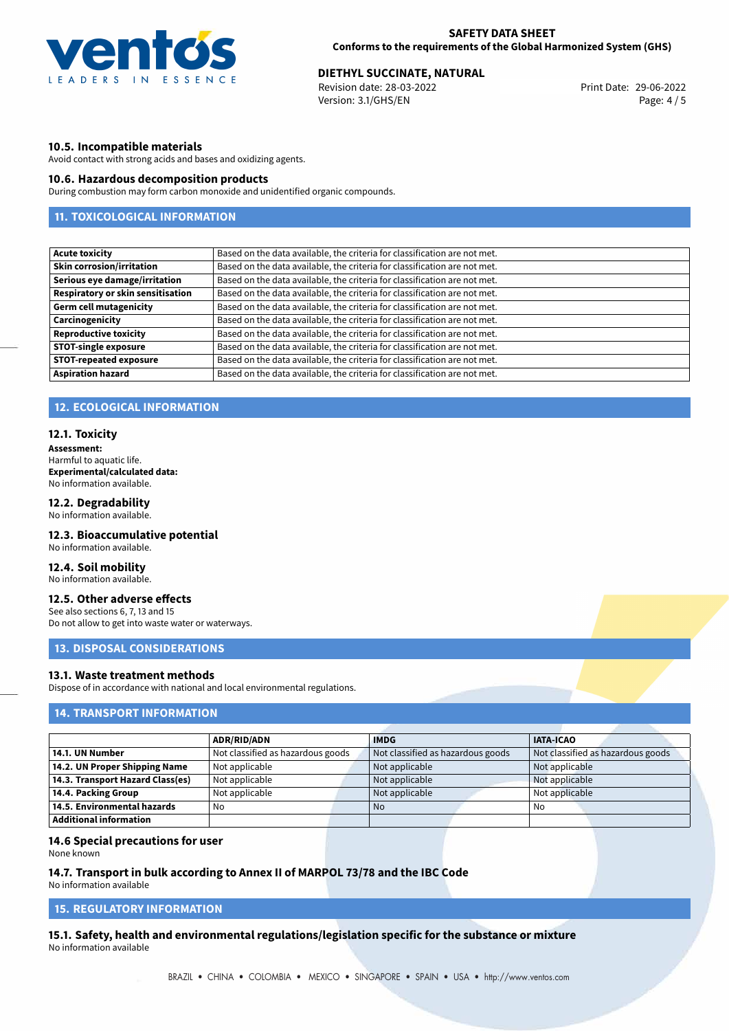### 10.5. Incompatible materials

Avoid contact with strong acids and bases and oxidizing agents.

### 10.6. Hazardous decomposition products

During combustion may form carbon monoxide and unidentified organic compounds.

## 11. TOXICOLOGICAL INFORMATION

| | |
|---|---|
| **Acute toxicity** | Based on the data available, the criteria for classification are not met. |
| **Skin corrosion/irritation** | Based on the data available, the criteria for classification are not met. |
| **Serious eye damage/irritation** | Based on the data available, the criteria for classification are not met. |
| **Respiratory or skin sensitisation** | Based on the data available, the criteria for classification are not met. |
| **Germ cell mutagenicity** | Based on the data available, the criteria for classification are not met. |
| **Carcinogenicity** | Based on the data available, the criteria for classification are not met. |
| **Reproductive toxicity** | Based on the data available, the criteria for classification are not met. |
| **STOT-single exposure** | Based on the data available, the criteria for classification are not met. |
| **STOT-repeated exposure** | Based on the data available, the criteria for classification are not met. |
| **Aspiration hazard** | Based on the data available, the criteria for classification are not met. |

## 12. ECOLOGICAL INFORMATION

### 12.1. Toxicity

**Assessment:**
Harmful to aquatic life.
**Experimental/calculated data:**
No information available.

### 12.2. Degradability

No information available.

### 12.3. Bioaccumulative potential

No information available.

### 12.4. Soil mobility

No information available.

### 12.5. Other adverse effects

See also sections 6, 7, 13 and 15
Do not allow to get into waste water or waterways.

## 13. DISPOSAL CONSIDERATIONS

### 13.1. Waste treatment methods

Dispose of in accordance with national and local environmental regulations.

## 14. TRANSPORT INFORMATION

| | ADR/RID/ADN | IMDG | IATA-ICAO |
|---|---|---|---|
| **14.1. UN Number** | Not classified as hazardous goods | Not classified as hazardous goods | Not classified as hazardous goods |
| **14.2. UN Proper Shipping Name** | Not applicable | Not applicable | Not applicable |
| **14.3. Transport Hazard Class(es)** | Not applicable | Not applicable | Not applicable |
| **14.4. Packing Group** | Not applicable | Not applicable | Not applicable |
| **14.5. Environmental hazards** | No | No | No |
| **Additional information** | | | |

### 14.6 Special precautions for user

None known

### 14.7. Transport in bulk according to Annex II of MARPOL 73/78 and the IBC Code

No information available

## 15. REGULATORY INFORMATION

### 15.1. Safety, health and environmental regulations/legislation specific for the substance or mixture

No information available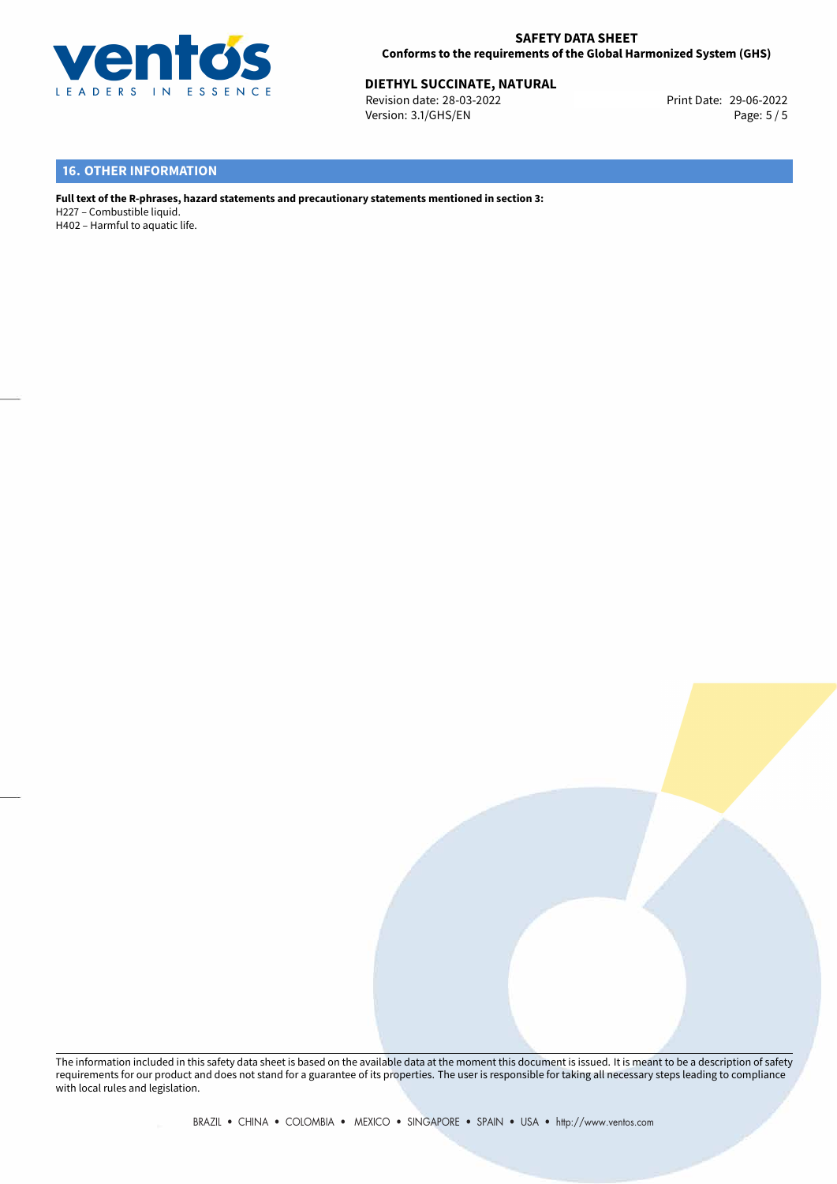## 16. OTHER INFORMATION

**Full text of the R-phrases, hazard statements and precautionary statements mentioned in section 3:**

H227 – Combustible liquid.
H402 – Harmful to aquatic life.

The information included in this safety data sheet is based on the available data at the moment this document is issued. It is meant to be a description of safety requirements for our product and does not stand for a guarantee of its properties. The user is responsible for taking all necessary steps leading to compliance with local rules and legislation.